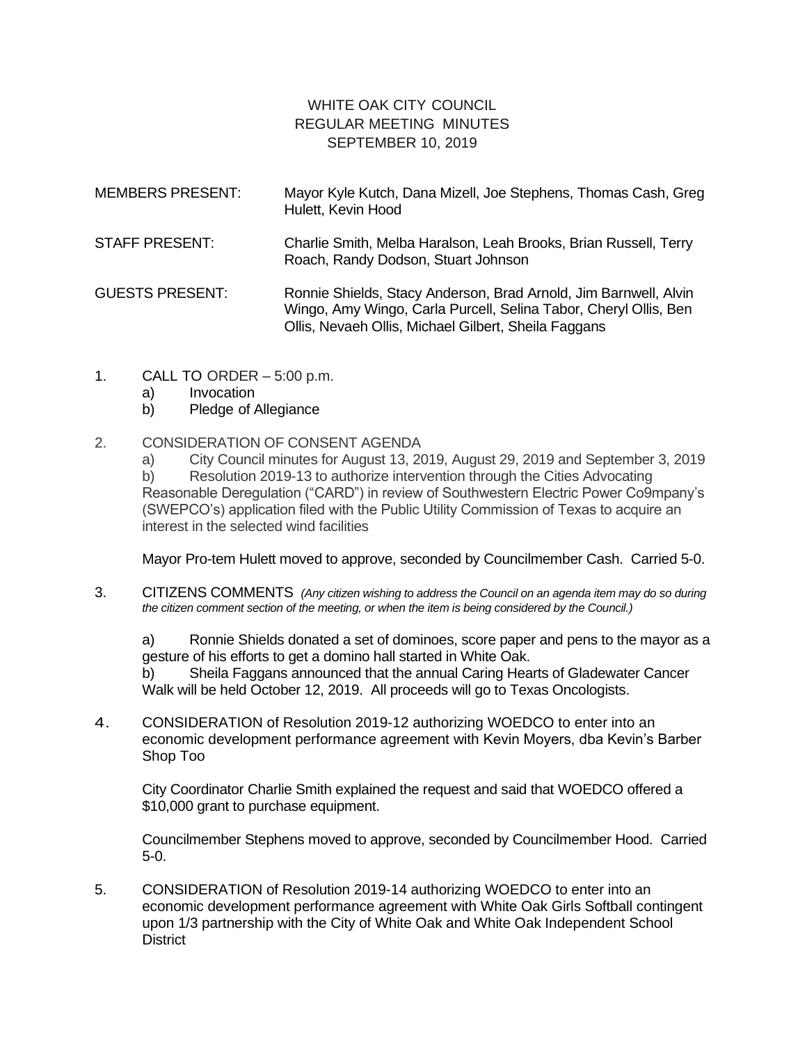# WHITE OAK CITY COUNCIL
## REGULAR MEETING MINUTES
## SEPTEMBER 10, 2019

| | |
|---|---|
| MEMBERS PRESENT: | Mayor Kyle Kutch, Dana Mizell, Joe Stephens, Thomas Cash, Greg Hulett, Kevin Hood |
| STAFF PRESENT: | Charlie Smith, Melba Haralson, Leah Brooks, Brian Russell, Terry Roach, Randy Dodson, Stuart Johnson |
| GUESTS PRESENT: | Ronnie Shields, Stacy Anderson, Brad Arnold, Jim Barnwell, Alvin Wingo, Amy Wingo, Carla Purcell, Selina Tabor, Cheryl Ollis, Ben Ollis, Nevaeh Ollis, Michael Gilbert, Sheila Faggans |

1. CALL TO ORDER – 5:00 p.m.
   a) Invocation
   b) Pledge of Allegiance

2. CONSIDERATION OF CONSENT AGENDA
   a) City Council minutes for August 13, 2019, August 29, 2019 and September 3, 2019
   b) Resolution 2019-13 to authorize intervention through the Cities Advocating Reasonable Deregulation ("CARD") in review of Southwestern Electric Power Co9mpany's (SWEPCO's) application filed with the Public Utility Commission of Texas to acquire an interest in the selected wind facilities

   Mayor Pro-tem Hulett moved to approve, seconded by Councilmember Cash. Carried 5-0.

3. CITIZENS COMMENTS *(Any citizen wishing to address the Council on an agenda item may do so during the citizen comment section of the meeting, or when the item is being considered by the Council.)*

   a) Ronnie Shields donated a set of dominoes, score paper and pens to the mayor as a gesture of his efforts to get a domino hall started in White Oak.
   b) Sheila Faggans announced that the annual Caring Hearts of Gladewater Cancer Walk will be held October 12, 2019. All proceeds will go to Texas Oncologists.

4. CONSIDERATION of Resolution 2019-12 authorizing WOEDCO to enter into an economic development performance agreement with Kevin Moyers, dba Kevin's Barber Shop Too

   City Coordinator Charlie Smith explained the request and said that WOEDCO offered a $10,000 grant to purchase equipment.

   Councilmember Stephens moved to approve, seconded by Councilmember Hood. Carried 5-0.

5. CONSIDERATION of Resolution 2019-14 authorizing WOEDCO to enter into an economic development performance agreement with White Oak Girls Softball contingent upon 1/3 partnership with the City of White Oak and White Oak Independent School District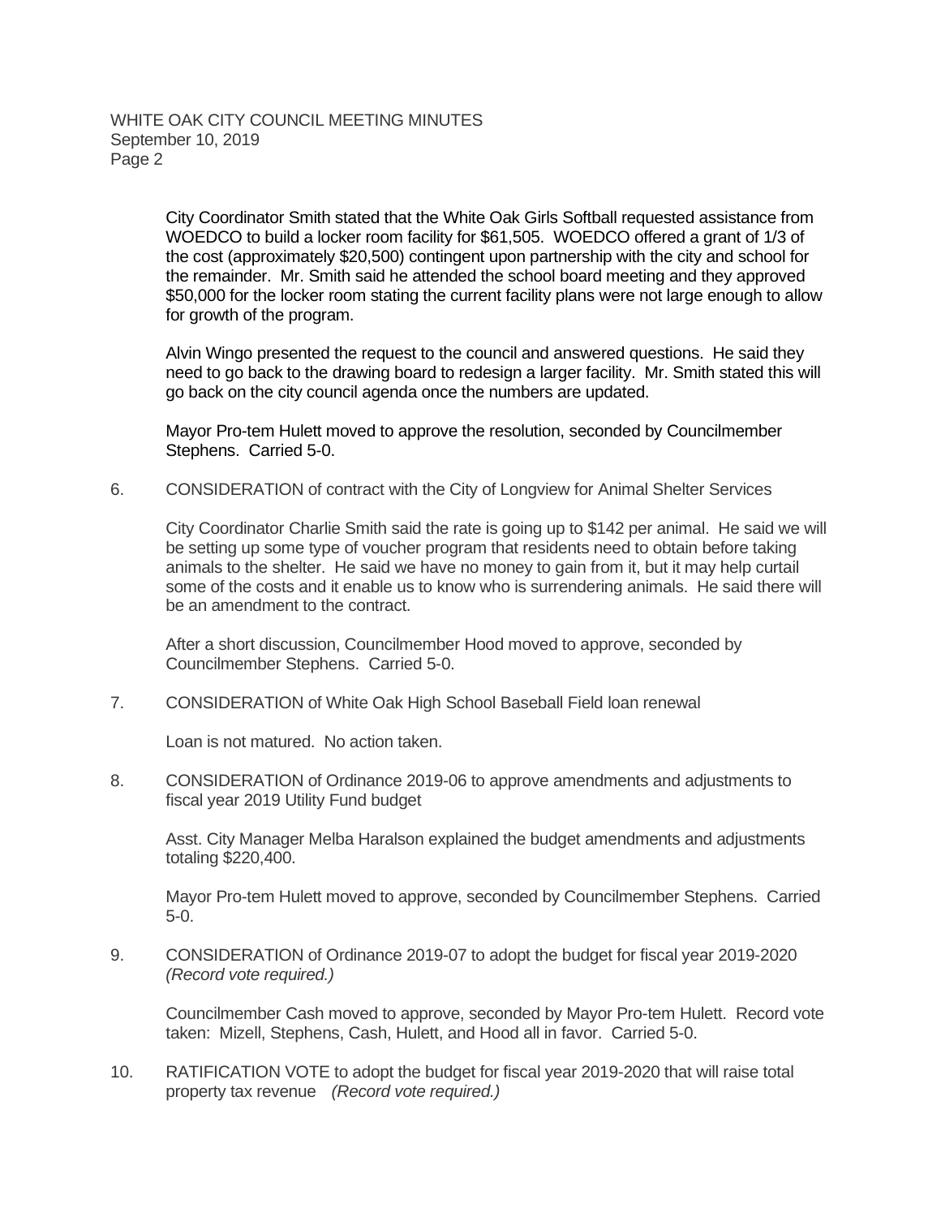City Coordinator Smith stated that the White Oak Girls Softball requested assistance from WOEDCO to build a locker room facility for $61,505. WOEDCO offered a grant of 1/3 of the cost (approximately $20,500) contingent upon partnership with the city and school for the remainder. Mr. Smith said he attended the school board meeting and they approved $50,000 for the locker room stating the current facility plans were not large enough to allow for growth of the program.

Alvin Wingo presented the request to the council and answered questions. He said they need to go back to the drawing board to redesign a larger facility. Mr. Smith stated this will go back on the city council agenda once the numbers are updated.

Mayor Pro-tem Hulett moved to approve the resolution, seconded by Councilmember Stephens. Carried 5-0.

6. CONSIDERATION of contract with the City of Longview for Animal Shelter Services

   City Coordinator Charlie Smith said the rate is going up to $142 per animal. He said we will be setting up some type of voucher program that residents need to obtain before taking animals to the shelter. He said we have no money to gain from it, but it may help curtail some of the costs and it enable us to know who is surrendering animals. He said there will be an amendment to the contract.

   After a short discussion, Councilmember Hood moved to approve, seconded by Councilmember Stephens. Carried 5-0.

7. CONSIDERATION of White Oak High School Baseball Field loan renewal

   Loan is not matured. No action taken.

8. CONSIDERATION of Ordinance 2019-06 to approve amendments and adjustments to fiscal year 2019 Utility Fund budget

   Asst. City Manager Melba Haralson explained the budget amendments and adjustments totaling $220,400.

   Mayor Pro-tem Hulett moved to approve, seconded by Councilmember Stephens. Carried 5-0.

9. CONSIDERATION of Ordinance 2019-07 to adopt the budget for fiscal year 2019-2020 *(Record vote required.)*

   Councilmember Cash moved to approve, seconded by Mayor Pro-tem Hulett. Record vote taken: Mizell, Stephens, Cash, Hulett, and Hood all in favor. Carried 5-0.

10. RATIFICATION VOTE to adopt the budget for fiscal year 2019-2020 that will raise total property tax revenue *(Record vote required.)*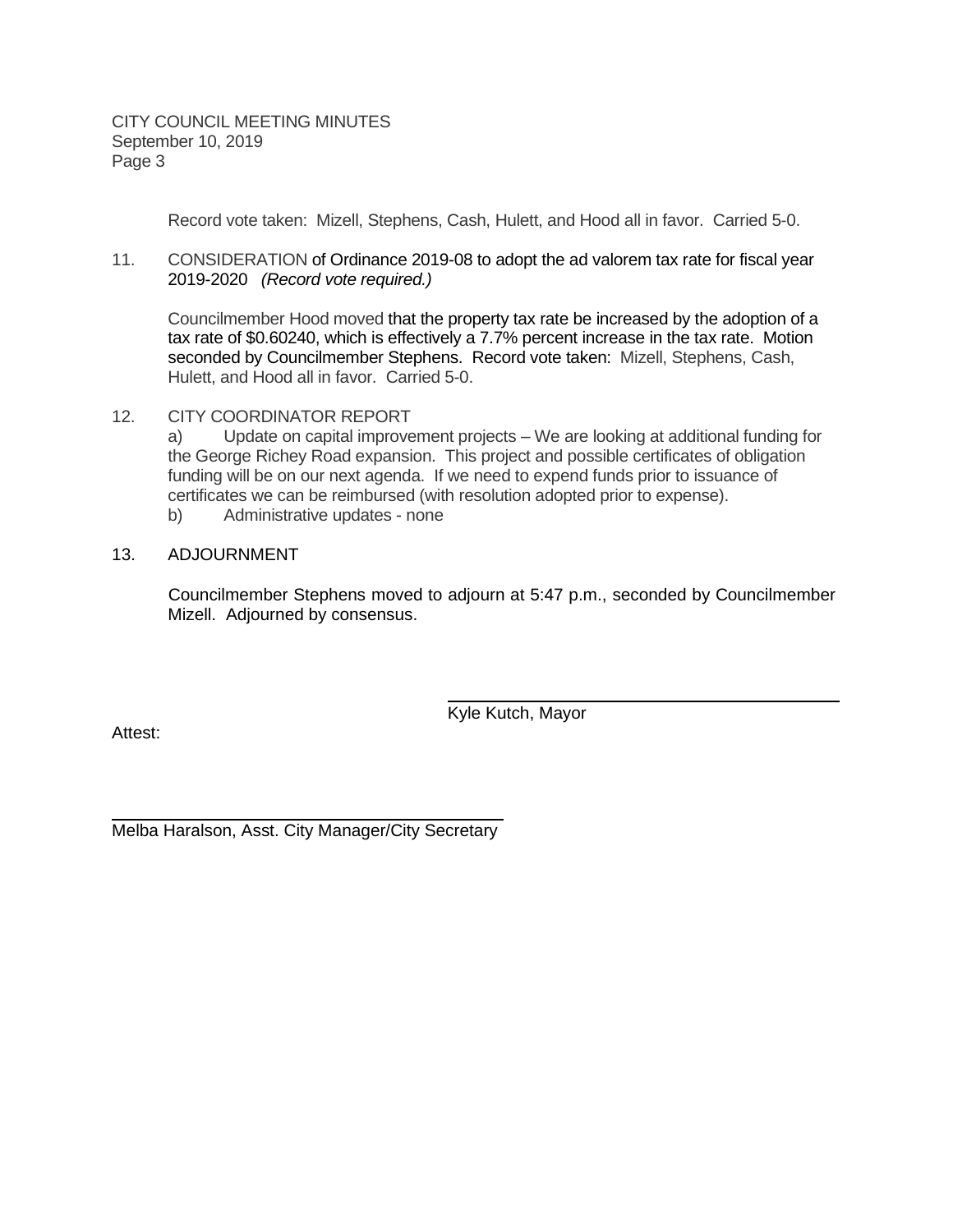Record vote taken: Mizell, Stephens, Cash, Hulett, and Hood all in favor. Carried 5-0.

11. CONSIDERATION of Ordinance 2019-08 to adopt the ad valorem tax rate for fiscal year 2019-2020 *(Record vote required.)*

    Councilmember Hood moved that the property tax rate be increased by the adoption of a tax rate of $0.60240, which is effectively a 7.7% percent increase in the tax rate. Motion seconded by Councilmember Stephens. Record vote taken: Mizell, Stephens, Cash, Hulett, and Hood all in favor. Carried 5-0.

12. CITY COORDINATOR REPORT

    a) Update on capital improvement projects – We are looking at additional funding for the George Richey Road expansion. This project and possible certificates of obligation funding will be on our next agenda. If we need to expend funds prior to issuance of certificates we can be reimbursed (with resolution adopted prior to expense).

    b) Administrative updates - none

13. ADJOURNMENT

    Councilmember Stephens moved to adjourn at 5:47 p.m., seconded by Councilmember Mizell. Adjourned by consensus.

\_\_\_\_\_\_\_\_\_\_\_\_\_\_\_\_\_\_\_\_\_\_\_\_\_\_\_\_\_\_\_\_\_\_\_\_

Kyle Kutch, Mayor

Attest:

\_\_\_\_\_\_\_\_\_\_\_\_\_\_\_\_\_\_\_\_\_\_\_\_\_\_\_\_\_\_\_\_\_\_\_\_

Melba Haralson, Asst. City Manager/City Secretary